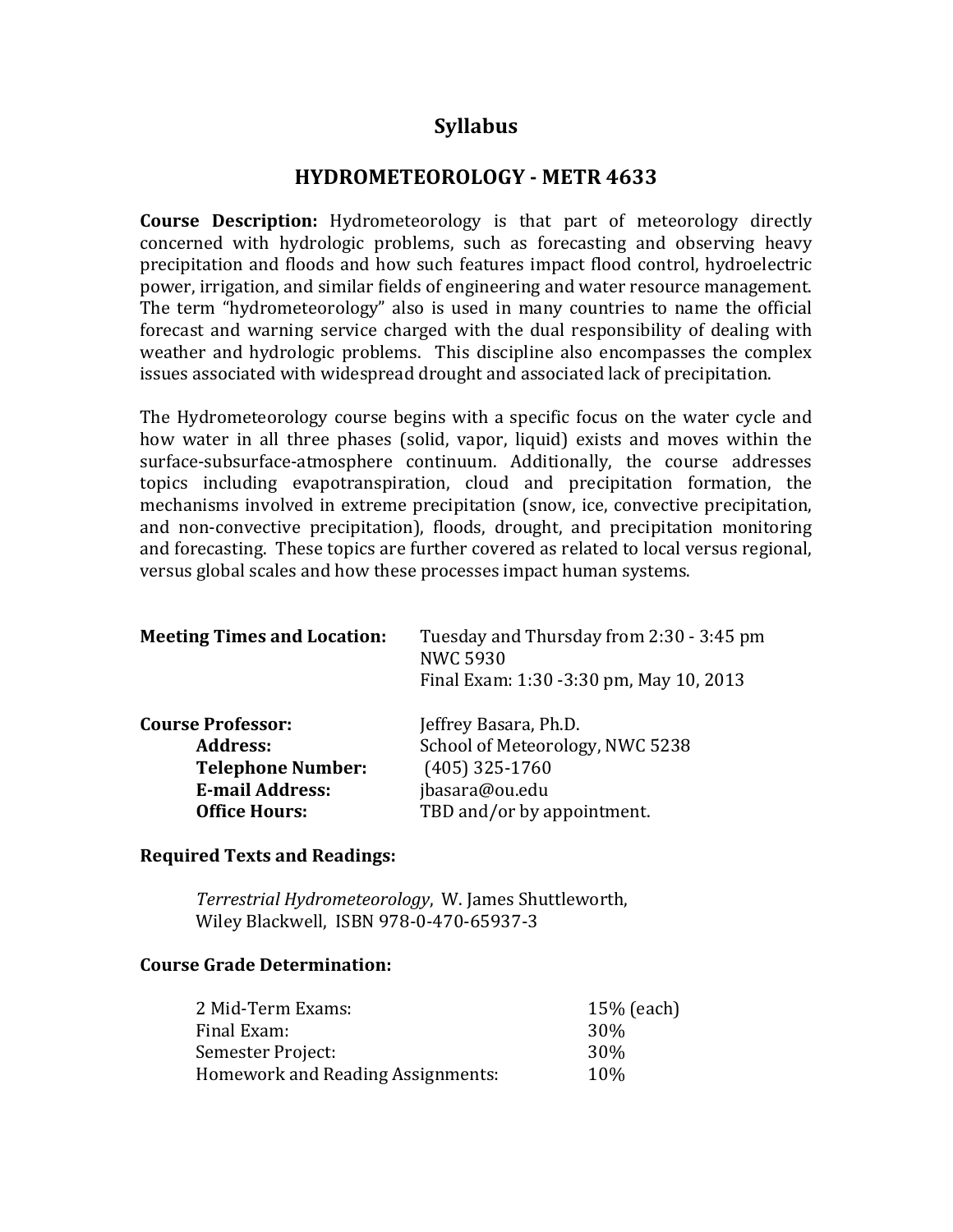# Syllabus

## HYDROMETEOROLOGY - METR 4633

**Course Description:** Hydrometeorology is that part of meteorology directly concerned with hydrologic problems, such as forecasting and observing heavy precipitation and floods and how such features impact flood control, hydroelectric power, irrigation, and similar fields of engineering and water resource management. The term "hydrometeorology" also is used in many countries to name the official forecast and warning service charged with the dual responsibility of dealing with weather and hydrologic problems. This discipline also encompasses the complex issues associated with widespread drought and associated lack of precipitation.

The Hydrometeorology course begins with a specific focus on the water cycle and how water in all three phases (solid, vapor, liquid) exists and moves within the surface-subsurface-atmosphere continuum. Additionally, the course addresses topics including evapotranspiration, cloud and precipitation formation, the mechanisms involved in extreme precipitation (snow, ice, convective precipitation, and non-convective precipitation), floods, drought, and precipitation monitoring and forecasting. These topics are further covered as related to local versus regional, versus global scales and how these processes impact human systems.

**Meeting Times and Location:** Tuesday and Thursday from 2:30 - 3:45 pm
NWC 5930
Final Exam: 1:30 -3:30 pm, May 10, 2013

**Course Professor:** Jeffrey Basara, Ph.D.
**Address:** School of Meteorology, NWC 5238
**Telephone Number:** (405) 325-1760
**E-mail Address:** jbasara@ou.edu
**Office Hours:** TBD and/or by appointment.

**Required Texts and Readings:**

*Terrestrial Hydrometeorology*, W. James Shuttleworth, Wiley Blackwell, ISBN 978-0-470-65937-3

**Course Grade Determination:**

| | |
|---|---|
| 2 Mid-Term Exams: | 15% (each) |
| Final Exam: | 30% |
| Semester Project: | 30% |
| Homework and Reading Assignments: | 10% |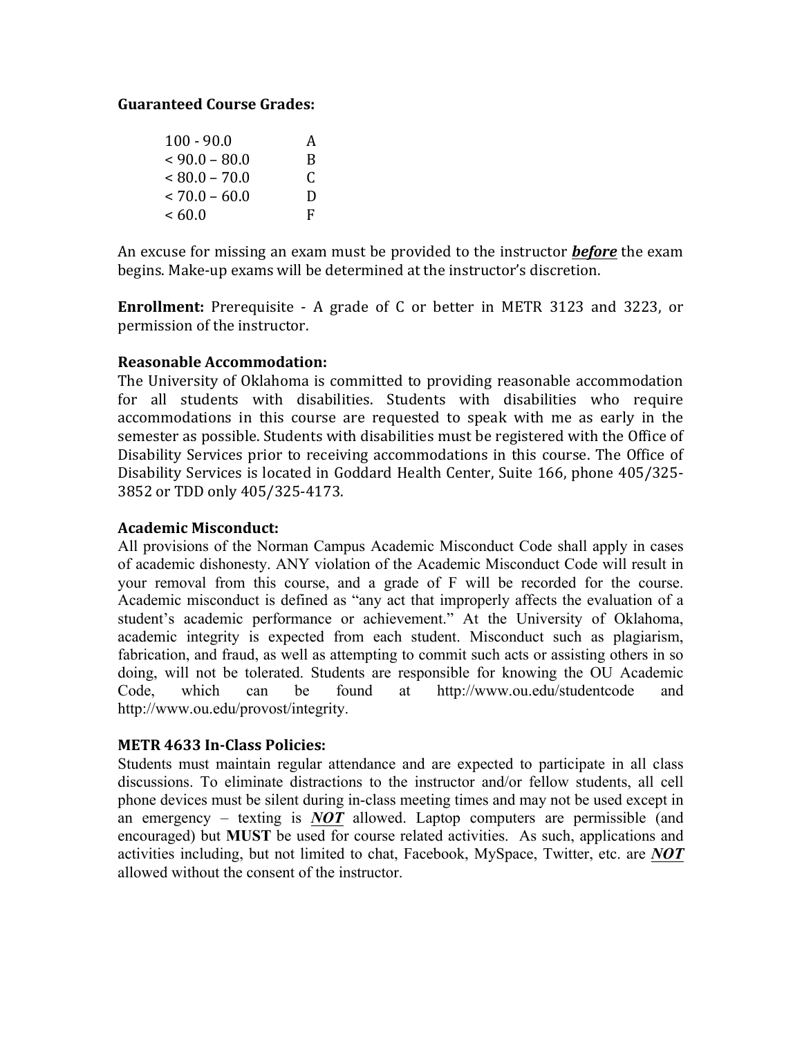**Guaranteed Course Grades:**

| | |
|---|---|
| 100 - 90.0 | A |
| < 90.0 – 80.0 | B |
| < 80.0 – 70.0 | C |
| < 70.0 – 60.0 | D |
| < 60.0 | F |

An excuse for missing an exam must be provided to the instructor ***before*** the exam begins. Make-up exams will be determined at the instructor's discretion.

**Enrollment:** Prerequisite - A grade of C or better in METR 3123 and 3223, or permission of the instructor.

**Reasonable Accommodation:**
The University of Oklahoma is committed to providing reasonable accommodation for all students with disabilities. Students with disabilities who require accommodations in this course are requested to speak with me as early in the semester as possible. Students with disabilities must be registered with the Office of Disability Services prior to receiving accommodations in this course. The Office of Disability Services is located in Goddard Health Center, Suite 166, phone 405/325-3852 or TDD only 405/325-4173.

**Academic Misconduct:**
All provisions of the Norman Campus Academic Misconduct Code shall apply in cases of academic dishonesty. ANY violation of the Academic Misconduct Code will result in your removal from this course, and a grade of F will be recorded for the course. Academic misconduct is defined as "any act that improperly affects the evaluation of a student's academic performance or achievement." At the University of Oklahoma, academic integrity is expected from each student. Misconduct such as plagiarism, fabrication, and fraud, as well as attempting to commit such acts or assisting others in so doing, will not be tolerated. Students are responsible for knowing the OU Academic Code, which can be found at http://www.ou.edu/studentcode and http://www.ou.edu/provost/integrity.

**METR 4633 In-Class Policies:**
Students must maintain regular attendance and are expected to participate in all class discussions. To eliminate distractions to the instructor and/or fellow students, all cell phone devices must be silent during in-class meeting times and may not be used except in an emergency – texting is ***NOT*** allowed. Laptop computers are permissible (and encouraged) but **MUST** be used for course related activities. As such, applications and activities including, but not limited to chat, Facebook, MySpace, Twitter, etc. are ***NOT*** allowed without the consent of the instructor.